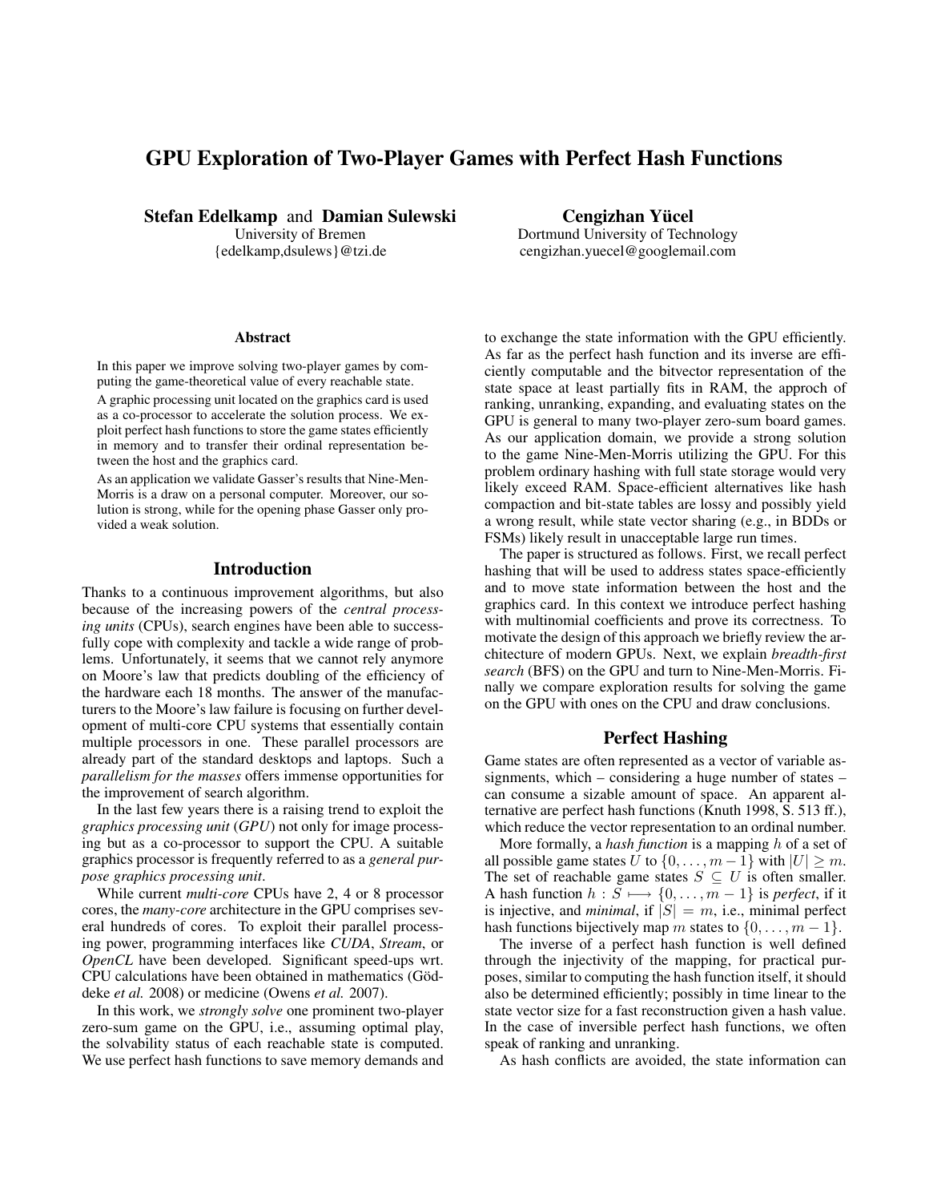# GPU Exploration of Two-Player Games with Perfect Hash Functions

**Stefan Edelkamp** and **Damian Sulewski**
University of Bremen
{edelkamp,dsulews}@tzi.de

**Cengizhan Yücel**
Dortmund University of Technology
cengizhan.yuecel@googlemail.com

## Abstract

In this paper we improve solving two-player games by computing the game-theoretical value of every reachable state.

A graphic processing unit located on the graphics card is used as a co-processor to accelerate the solution process. We exploit perfect hash functions to store the game states efficiently in memory and to transfer their ordinal representation between the host and the graphics card.

As an application we validate Gasser's results that Nine-Men-Morris is a draw on a personal computer. Moreover, our solution is strong, while for the opening phase Gasser only provided a weak solution.

## Introduction

Thanks to a continuous improvement algorithms, but also because of the increasing powers of the *central processing units* (CPUs), search engines have been able to successfully cope with complexity and tackle a wide range of problems. Unfortunately, it seems that we cannot rely anymore on Moore's law that predicts doubling of the efficiency of the hardware each 18 months. The answer of the manufacturers to the Moore's law failure is focusing on further development of multi-core CPU systems that essentially contain multiple processors in one. These parallel processors are already part of the standard desktops and laptops. Such a *parallelism for the masses* offers immense opportunities for the improvement of search algorithm.

In the last few years there is a raising trend to exploit the *graphics processing unit* (*GPU*) not only for image processing but as a co-processor to support the CPU. A suitable graphics processor is frequently referred to as a *general purpose graphics processing unit*.

While current *multi-core* CPUs have 2, 4 or 8 processor cores, the *many-core* architecture in the GPU comprises several hundreds of cores. To exploit their parallel processing power, programming interfaces like *CUDA*, *Stream*, or *OpenCL* have been developed. Significant speed-ups wrt. CPU calculations have been obtained in mathematics (Göddeke *et al.* 2008) or medicine (Owens *et al.* 2007).

In this work, we *strongly solve* one prominent two-player zero-sum game on the GPU, i.e., assuming optimal play, the solvability status of each reachable state is computed. We use perfect hash functions to save memory demands and to exchange the state information with the GPU efficiently. As far as the perfect hash function and its inverse are efficiently computable and the bitvector representation of the state space at least partially fits in RAM, the approch of ranking, unranking, expanding, and evaluating states on the GPU is general to many two-player zero-sum board games. As our application domain, we provide a strong solution to the game Nine-Men-Morris utilizing the GPU. For this problem ordinary hashing with full state storage would very likely exceed RAM. Space-efficient alternatives like hash compaction and bit-state tables are lossy and possibly yield a wrong result, while state vector sharing (e.g., in BDDs or FSMs) likely result in unacceptable large run times.

The paper is structured as follows. First, we recall perfect hashing that will be used to address states space-efficiently and to move state information between the host and the graphics card. In this context we introduce perfect hashing with multinomial coefficients and prove its correctness. To motivate the design of this approach we briefly review the architecture of modern GPUs. Next, we explain *breadth-first search* (BFS) on the GPU and turn to Nine-Men-Morris. Finally we compare exploration results for solving the game on the GPU with ones on the CPU and draw conclusions.

## Perfect Hashing

Game states are often represented as a vector of variable assignments, which – considering a huge number of states – can consume a sizable amount of space. An apparent alternative are perfect hash functions (Knuth 1998, S. 513 ff.), which reduce the vector representation to an ordinal number.

More formally, a *hash function* is a mapping $h$ of a set of all possible game states $U$ to $\{0, \ldots, m-1\}$ with $|U| \geq m$. The set of reachable game states $S \subseteq U$ is often smaller. A hash function $h : S \longmapsto \{0, \ldots, m-1\}$ is *perfect*, if it is injective, and *minimal*, if $|S| = m$, i.e., minimal perfect hash functions bijectively map $m$ states to $\{0, \ldots, m-1\}$.

The inverse of a perfect hash function is well defined through the injectivity of the mapping, for practical purposes, similar to computing the hash function itself, it should also be determined efficiently; possibly in time linear to the state vector size for a fast reconstruction given a hash value. In the case of inversible perfect hash functions, we often speak of ranking and unranking.

As hash conflicts are avoided, the state information can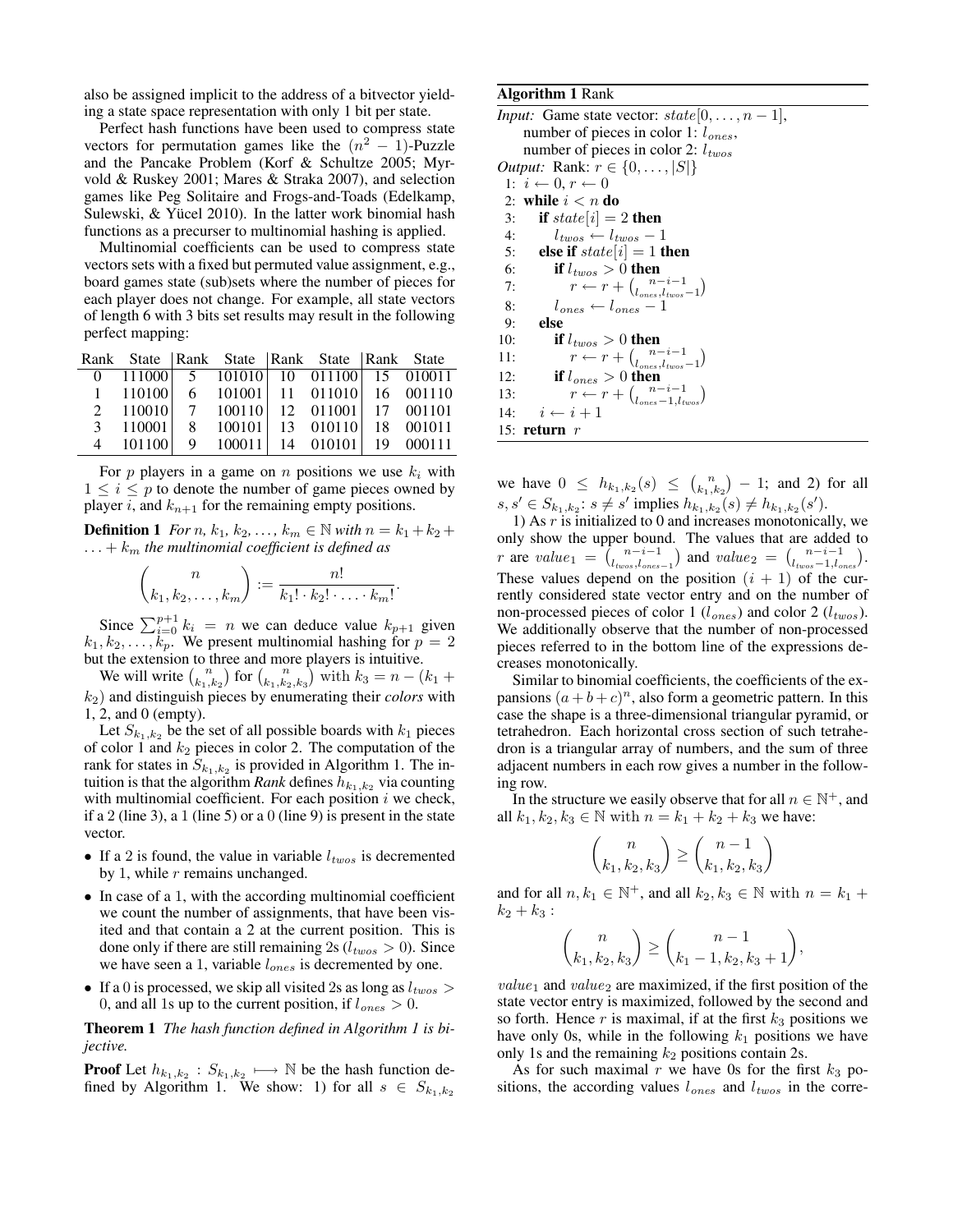also be assigned implicit to the address of a bitvector yielding a state space representation with only 1 bit per state.

Perfect hash functions have been used to compress state vectors for permutation games like the $(n^2 - 1)$-Puzzle and the Pancake Problem (Korf & Schultze 2005; Myrvold & Ruskey 2001; Mares & Straka 2007), and selection games like Peg Solitaire and Frogs-and-Toads (Edelkamp, Sulewski, & Yücel 2010). In the latter work binomial hash functions as a precurser to multinomial hashing is applied.

Multinomial coefficients can be used to compress state vectors sets with a fixed but permuted value assignment, e.g., board games state (sub)sets where the number of pieces for each player does not change. For example, all state vectors of length 6 with 3 bits set results may result in the following perfect mapping:

| Rank | State | Rank | State | Rank | State | Rank | State |
|---|---|---|---|---|---|---|---|
| 0 | 111000 | 5 | 101010 | 10 | 011100 | 15 | 010011 |
| 1 | 110100 | 6 | 101001 | 11 | 011010 | 16 | 001110 |
| 2 | 110010 | 7 | 100110 | 12 | 011001 | 17 | 001101 |
| 3 | 110001 | 8 | 100101 | 13 | 010110 | 18 | 001011 |
| 4 | 101100 | 9 | 100011 | 14 | 010101 | 19 | 000111 |

For $p$ players in a game on $n$ positions we use $k_i$ with $1 \leq i \leq p$ to denote the number of game pieces owned by player $i$, and $k_{n+1}$ for the remaining empty positions.

**Definition 1** *For $n, k_1, k_2, \ldots, k_m \in \mathbb{N}$ with $n = k_1 + k_2 + \ldots + k_m$ the multinomial coefficient is defined as*

$$\binom{n}{k_1, k_2, \ldots, k_m} := \frac{n!}{k_1! \cdot k_2! \cdot \ldots \cdot k_m!}.$$

Since $\sum_{i=0}^{p+1} k_i = n$ we can deduce value $k_{p+1}$ given $k_1, k_2, \ldots, k_p$. We present multinomial hashing for $p = 2$ but the extension to three and more players is intuitive.

We will write $\binom{n}{k_1,k_2}$ for $\binom{n}{k_1,k_2,k_3}$ with $k_3 = n - (k_1 + k_2)$ and distinguish pieces by enumerating their *colors* with 1, 2, and 0 (empty).

Let $S_{k_1,k_2}$ be the set of all possible boards with $k_1$ pieces of color 1 and $k_2$ pieces in color 2. The computation of the rank for states in $S_{k_1,k_2}$ is provided in Algorithm 1. The intuition is that the algorithm *Rank* defines $h_{k_1,k_2}$ via counting with multinomial coefficient. For each position $i$ we check, if a 2 (line 3), a 1 (line 5) or a 0 (line 9) is present in the state vector.

- If a 2 is found, the value in variable $l_{twos}$ is decremented by 1, while $r$ remains unchanged.
- In case of a 1, with the according multinomial coefficient we count the number of assignments, that have been visited and that contain a 2 at the current position. This is done only if there are still remaining 2s ($l_{twos} > 0$). Since we have seen a 1, variable $l_{ones}$ is decremented by one.
- If a 0 is processed, we skip all visited 2s as long as $l_{twos} > 0$, and all 1s up to the current position, if $l_{ones} > 0$.

**Theorem 1** *The hash function defined in Algorithm 1 is bijective.*

**Proof** Let $h_{k_1,k_2} : S_{k_1,k_2} \longmapsto \mathbb{N}$ be the hash function defined by Algorithm 1. We show: 1) for all $s \in S_{k_1,k_2}$ we have $0 \leq h_{k_1,k_2}(s) \leq \binom{n}{k_1,k_2} - 1$; and 2) for all $s, s' \in S_{k_1,k_2}$: $s \neq s'$ implies $h_{k_1,k_2}(s) \neq h_{k_1,k_2}(s')$.

1) As $r$ is initialized to 0 and increases monotonically, we only show the upper bound. The values that are added to $r$ are $value_1 = \binom{n-i-1}{l_{twos}, l_{ones}-1}$ and $value_2 = \binom{n-i-1}{l_{twos}-1, l_{ones}}$. These values depend on the position $(i+1)$ of the currently considered state vector entry and on the number of non-processed pieces of color 1 ($l_{ones}$) and color 2 ($l_{twos}$). We additionally observe that the number of non-processed pieces referred to in the bottom line of the expressions decreases monotonically.

Similar to binomial coefficients, the coefficients of the expansions $(a+b+c)^n$, also form a geometric pattern. In this case the shape is a three-dimensional triangular pyramid, or tetrahedron. Each horizontal cross section of such tetrahedron is a triangular array of numbers, and the sum of three adjacent numbers in each row gives a number in the following row.

In the structure we easily observe that for all $n \in \mathbb{N}^+$, and all $k_1, k_2, k_3 \in \mathbb{N}$ with $n = k_1 + k_2 + k_3$ we have:

$$\binom{n}{k_1, k_2, k_3} \geq \binom{n-1}{k_1, k_2, k_3}$$

and for all $n, k_1 \in \mathbb{N}^+$, and all $k_2, k_3 \in \mathbb{N}$ with $n = k_1 + k_2 + k_3$ :

$$\binom{n}{k_1, k_2, k_3} \geq \binom{n-1}{k_1 - 1, k_2, k_3 + 1},$$

$value_1$ and $value_2$ are maximized, if the first position of the state vector entry is maximized, followed by the second and so forth. Hence $r$ is maximal, if at the first $k_3$ positions we have only 0s, while in the following $k_1$ positions we have only 1s and the remaining $k_2$ positions contain 2s.

As for such maximal $r$ we have 0s for the first $k_3$ positions, the according values $l_{ones}$ and $l_{twos}$ in the corre-

**Algorithm 1** Rank

*Input:* Game state vector: $state[0, \ldots, n-1]$,
number of pieces in color 1: $l_{ones}$,
number of pieces in color 2: $l_{twos}$
*Output:* Rank: $r \in \{0, \ldots, |S|\}$

```
1: i ← 0, r ← 0
2: while i < n do
3:    if state[i] = 2 then
4:       l_twos ← l_twos − 1
5:    else if state[i] = 1 then
6:       if l_twos > 0 then
7:          r ← r + C(n−i−1; l_ones, l_twos−1)
8:       l_ones ← l_ones − 1
9:    else
10:      if l_twos > 0 then
11:         r ← r + C(n−i−1; l_ones, l_twos−1)
12:      if l_ones > 0 then
13:         r ← r + C(n−i−1; l_ones−1, l_twos)
14:   i ← i + 1
15: return r
```

(Here $C(n-i-1; a, b)$ denotes $\binom{n-i-1}{a, b}$.)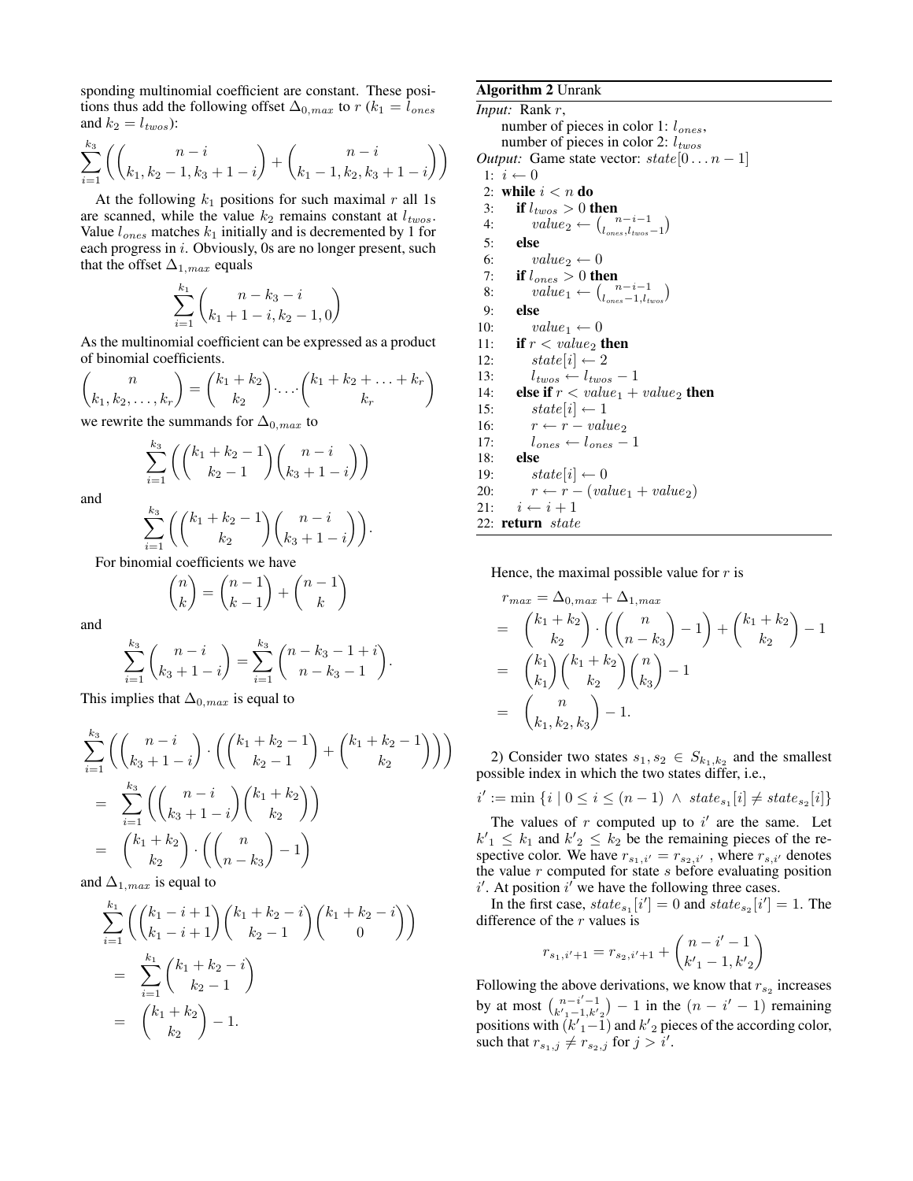sponding multinomial coefficient are constant. These positions thus add the following offset $\Delta_{0,max}$ to $r$ ($k_1 = l_{ones}$ and $k_2 = l_{twos}$):

$$\sum_{i=1}^{k_3} \left( \binom{n-i}{k_1, k_2 - 1, k_3 + 1 - i} + \binom{n-i}{k_1 - 1, k_2, k_3 + 1 - i} \right)$$

At the following $k_1$ positions for such maximal $r$ all 1s are scanned, while the value $k_2$ remains constant at $l_{twos}$. Value $l_{ones}$ matches $k_1$ initially and is decremented by 1 for each progress in $i$. Obviously, 0s are no longer present, such that the offset $\Delta_{1,max}$ equals

$$\sum_{i=1}^{k_1} \binom{n - k_3 - i}{k_1 + 1 - i, k_2 - 1, 0}$$

As the multinomial coefficient can be expressed as a product of binomial coefficients.

$$\binom{n}{k_1, k_2, \ldots, k_r} = \binom{k_1 + k_2}{k_2} \cdot \ldots \cdot \binom{k_1 + k_2 + \ldots + k_r}{k_r}$$

we rewrite the summands for $\Delta_{0,max}$ to

$$\sum_{i=1}^{k_3} \left( \binom{k_1 + k_2 - 1}{k_2 - 1} \binom{n-i}{k_3 + 1 - i} \right)$$

and

$$\sum_{i=1}^{k_3} \left( \binom{k_1 + k_2 - 1}{k_2} \binom{n-i}{k_3 + 1 - i} \right).$$

For binomial coefficients we have

$$\binom{n}{k} = \binom{n-1}{k-1} + \binom{n-1}{k}$$

and

$$\sum_{i=1}^{k_3} \binom{n-i}{k_3 + 1 - i} = \sum_{i=1}^{k_3} \binom{n - k_3 - 1 + i}{n - k_3 - 1}.$$

This implies that $\Delta_{0,max}$ is equal to

$$\begin{aligned}
&\sum_{i=1}^{k_3} \left( \binom{n-i}{k_3 + 1 - i} \cdot \left( \binom{k_1 + k_2 - 1}{k_2 - 1} + \binom{k_1 + k_2 - 1}{k_2} \right) \right) \\
&= \sum_{i=1}^{k_3} \left( \binom{n-i}{k_3 + 1 - i} \binom{k_1 + k_2}{k_2} \right) \\
&= \binom{k_1 + k_2}{k_2} \cdot \left( \binom{n}{n - k_3} - 1 \right)
\end{aligned}$$

and $\Delta_{1,max}$ is equal to

$$\begin{aligned}
&\sum_{i=1}^{k_1} \left( \binom{k_1 - i + 1}{k_1 - i + 1} \binom{k_1 + k_2 - i}{k_2 - 1} \binom{k_1 + k_2 - i}{0} \right) \\
&= \sum_{i=1}^{k_1} \binom{k_1 + k_2 - i}{k_2 - 1} \\
&= \binom{k_1 + k_2}{k_2} - 1.
\end{aligned}$$

**Algorithm 2** Unrank

*Input:* Rank $r$,
number of pieces in color 1: $l_{ones}$,
number of pieces in color 2: $l_{twos}$
*Output:* Game state vector: $state[0 \ldots n-1]$

```
 1: i ← 0
 2: while i < n do
 3:     if l_twos > 0 then
 4:         value_2 ← (n-i-1 choose l_ones, l_twos-1)
 5:     else
 6:         value_2 ← 0
 7:     if l_ones > 0 then
 8:         value_1 ← (n-i-1 choose l_ones-1, l_twos)
 9:     else
10:         value_1 ← 0
11:     if r < value_2 then
12:         state[i] ← 2
13:         l_twos ← l_twos - 1
14:     else if r < value_1 + value_2 then
15:         state[i] ← 1
16:         r ← r - value_2
17:         l_ones ← l_ones - 1
18:     else
19:         state[i] ← 0
20:         r ← r - (value_1 + value_2)
21:     i ← i + 1
22: return state
```

Hence, the maximal possible value for $r$ is

$$\begin{aligned}
&r_{max} = \Delta_{0,max} + \Delta_{1,max} \\
&= \binom{k_1 + k_2}{k_2} \cdot \left( \binom{n}{n - k_3} - 1 \right) + \binom{k_1 + k_2}{k_2} - 1 \\
&= \binom{k_1}{k_1} \binom{k_1 + k_2}{k_2} \binom{n}{k_3} - 1 \\
&= \binom{n}{k_1, k_2, k_3} - 1.
\end{aligned}$$

2) Consider two states $s_1, s_2 \in S_{k_1, k_2}$ and the smallest possible index in which the two states differ, i.e.,

$$i' := \min \{ i \mid 0 \le i \le (n-1) \ \wedge \ state_{s_1}[i] \neq state_{s_2}[i] \}$$

The values of $r$ computed up to $i'$ are the same. Let $k'_1 \le k_1$ and $k'_2 \le k_2$ be the remaining pieces of the respective color. We have $r_{s_1,i'} = r_{s_2,i'}$ , where $r_{s,i'}$ denotes the value $r$ computed for state $s$ before evaluating position $i'$. At position $i'$ we have the following three cases.

In the first case, $state_{s_1}[i'] = 0$ and $state_{s_2}[i'] = 1$. The difference of the $r$ values is

$$r_{s_1,i'+1} = r_{s_2,i'+1} + \binom{n - i' - 1}{k'_1 - 1, k'_2}$$

Following the above derivations, we know that $r_{s_2}$ increases by at most $\binom{n-i'-1}{k'_1-1,k'_2} - 1$ in the $(n - i' - 1)$ remaining positions with $(k'_1 - 1)$ and $k'_2$ pieces of the according color, such that $r_{s_1,j} \neq r_{s_2,j}$ for $j > i'$.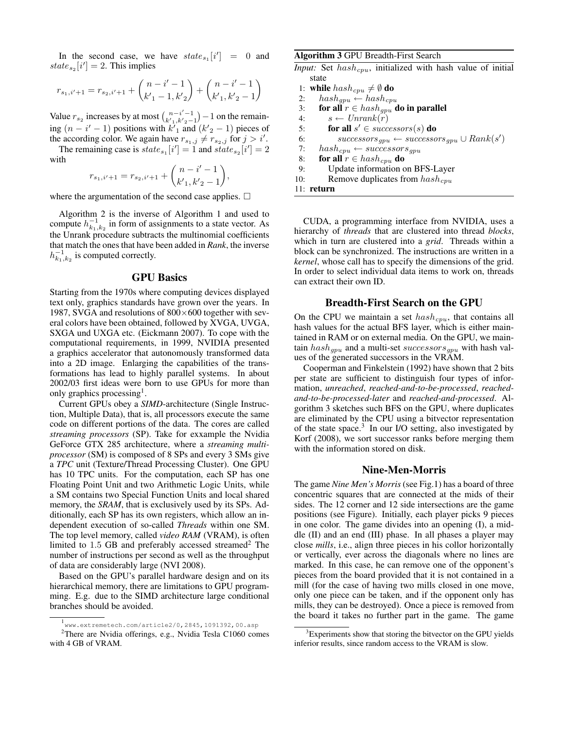In the second case, we have $state_{s_1}[i'] = 0$ and $state_{s_2}[i'] = 2$. This implies

$$r_{s_1,i'+1} = r_{s_2,i'+1} + \binom{n-i'-1}{k'_1-1,k'_2} + \binom{n-i'-1}{k'_1,k'_2-1}$$

Value $r_{s_2}$ increases by at most $\binom{n-i'-1}{k'_1,k'_2-1}-1$ on the remaining $(n-i'-1)$ positions with $k'_1$ and $(k'_2-1)$ pieces of the according color. We again have $r_{s_1,j} \neq r_{s_2,j}$ for $j > i'$.

The remaining case is $state_{s_1}[i'] = 1$ and $state_{s_2}[i'] = 2$ with

$$r_{s_1,i'+1} = r_{s_2,i'+1} + \binom{n-i'-1}{k'_1,k'_2-1},$$

where the argumentation of the second case applies. □

Algorithm 2 is the inverse of Algorithm 1 and used to compute $h^{-1}_{k_1,k_2}$ in form of assignments to a state vector. As the Unrank procedure subtracts the multinomial coefficients that match the ones that have been added in *Rank*, the inverse $h^{-1}_{k_1,k_2}$ is computed correctly.

## GPU Basics

Starting from the 1970s where computing devices displayed text only, graphics standards have grown over the years. In 1987, SVGA and resolutions of 800×600 together with several colors have been obtained, followed by XVGA, UVGA, SXGA und UXGA etc. (Eickmann 2007). To cope with the computational requirements, in 1999, NVIDIA presented a graphics accelerator that autonomously transformed data into a 2D image. Enlarging the capabilities of the transformations has lead to highly parallel systems. In about 2002/03 first ideas were born to use GPUs for more than only graphics processing[1].

Current GPUs obey a ***SIMD***-architecture (Single Instruction, Multiple Data), that is, all processors execute the same code on different portions of the data. The cores are called *streaming processors* (SP). Take for exxample the Nvidia GeForce GTX 285 architecture, where a *streaming multiprocessor* (SM) is composed of 8 SPs and every 3 SMs give a *TPC* unit (Texture/Thread Processing Cluster). One GPU has 10 TPC units. For the computation, each SP has one Floating Point Unit and two Arithmetic Logic Units, while a SM contains two Special Function Units and local shared memory, the ***SRAM***, that is exclusively used by its SPs. Additionally, each SP has its own registers, which allow an independent execution of so-called *Threads* within one SM. The top level memory, called *video RAM* (VRAM), is often limited to 1.5 GB and preferably accessed streamed[2] The number of instructions per second as well as the throughput of data are considerably large (NVI 2008).

Based on the GPU's parallel hardware design and on its hierarchical memory, there are limitations to GPU programming. E.g. due to the SIMD architecture large conditional branches should be avoided.

[1] www.extremetech.com/article2/0,2845,1091392,00.asp

[2] There are Nvidia offerings, e.g., Nvidia Tesla C1060 comes with 4 GB of VRAM.

**Algorithm 3** GPU Breadth-First Search

*Input:* Set $hash_{cpu}$, initialized with hash value of initial state

1: **while** $hash_{cpu} \neq \emptyset$ **do**
2: $\quad hash_{gpu} \leftarrow hash_{cpu}$
3: $\quad$ **for all** $r \in hash_{gpu}$ **do in parallel**
4: $\quad\quad s \leftarrow Unrank(r)$
5: $\quad\quad$ **for all** $s' \in successors(s)$ **do**
6: $\quad\quad\quad successors_{gpu} \leftarrow successors_{gpu} \cup Rank(s')$
7: $\quad hash_{cpu} \leftarrow successors_{gpu}$
8: $\quad$ **for all** $r \in hash_{cpu}$ **do**
9: $\quad\quad$ Update information on BFS-Layer
10: $\quad\quad$ Remove duplicates from $hash_{cpu}$
11: **return**

CUDA, a programming interface from NVIDIA, uses a hierarchy of *threads* that are clustered into thread *blocks*, which in turn are clustered into a *grid*. Threads within a block can be synchronized. The instructions are written in a *kernel*, whose call has to specify the dimensions of the grid. In order to select individual data items to work on, threads can extract their own ID.

## Breadth-First Search on the GPU

On the CPU we maintain a set $hash_{cpu}$, that contains all hash values for the actual BFS layer, which is either maintained in RAM or on external media. On the GPU, we maintain $hash_{gpu}$ and a multi-set $successors_{gpu}$ with hash values of the generated successors in the VRAM.

Cooperman and Finkelstein (1992) have shown that 2 bits per state are sufficient to distinguish four types of information, *unreached*, *reached-and-to-be-processed*, *reached-and-to-be-processed-later* and *reached-and-processed*. Algorithm 3 sketches such BFS on the GPU, where duplicates are eliminated by the CPU using a bitvector representation of the state space.[3] In our I/O setting, also investigated by Korf (2008), we sort successor ranks before merging them with the information stored on disk.

## Nine-Men-Morris

The game *Nine Men's Morris* (see Fig.1) has a board of three concentric squares that are connected at the mids of their sides. The 12 corner and 12 side intersections are the game positions (see Figure). Initially, each player picks 9 pieces in one color. The game divides into an opening (I), a middle (II) and an end (III) phase. In all phases a player may close *mills*, i.e., align three pieces in his collor horizontally or vertically, ever across the diagonals where no lines are marked. In this case, he can remove one of the opponent's pieces from the board provided that it is not contained in a mill (for the case of having two mills closed in one move, only one piece can be taken, and if the opponent only has mills, they can be destroyed). Once a piece is removed from the board it takes no further part in the game. The game

[3] Experiments show that storing the bitvector on the GPU yields inferior results, since random access to the VRAM is slow.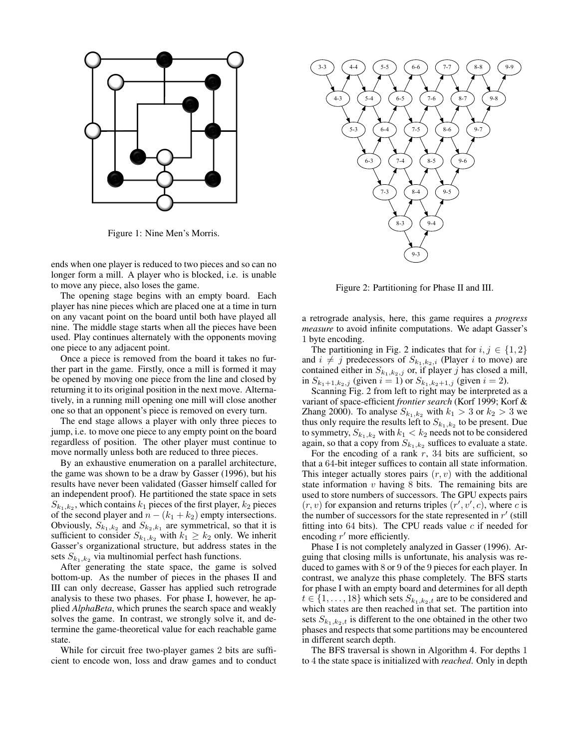Figure 1: Nine Men's Morris.

ends when one player is reduced to two pieces and so can no longer form a mill. A player who is blocked, i.e. is unable to move any piece, also loses the game.

The opening stage begins with an empty board. Each player has nine pieces which are placed one at a time in turn on any vacant point on the board until both have played all nine. The middle stage starts when all the pieces have been used. Play continues alternately with the opponents moving one piece to any adjacent point.

Once a piece is removed from the board it takes no further part in the game. Firstly, once a mill is formed it may be opened by moving one piece from the line and closed by returning it to its original position in the next move. Alternatively, in a running mill opening one mill will close another one so that an opponent's piece is removed on every turn.

The end stage allows a player with only three pieces to jump, i.e. to move one piece to any empty point on the board regardless of position. The other player must continue to move normally unless both are reduced to three pieces.

By an exhaustive enumeration on a parallel architecture, the game was shown to be a draw by Gasser (1996), but his results have never been validated (Gasser himself called for an independent proof). He partitioned the state space in sets $S_{k_1,k_2}$, which contains $k_1$ pieces of the first player, $k_2$ pieces of the second player and $n - (k_1 + k_2)$ empty intersections. Obviously, $S_{k_1,k_2}$ and $S_{k_2,k_1}$ are symmetrical, so that it is sufficient to consider $S_{k_1,k_2}$ with $k_1 \geq k_2$ only. We inherit Gasser's organizational structure, but address states in the sets $S_{k_1,k_2}$ via multinomial perfect hash functions.

After generating the state space, the game is solved bottom-up. As the number of pieces in the phases II and III can only decrease, Gasser has applied such retrograde analysis to these two phases. For phase I, however, he applied *AlphaBeta*, which prunes the search space and weakly solves the game. In contrast, we strongly solve it, and determine the game-theoretical value for each reachable game state.

While for circuit free two-player games 2 bits are sufficient to encode won, loss and draw games and to conduct a retrograde analysis, here, this game requires a *progress measure* to avoid infinite computations. We adapt Gasser's 1 byte encoding.

Figure 2: Partitioning for Phase II and III.

The partitioning in Fig. 2 indicates that for $i, j \in \{1, 2\}$ and $i \neq j$ predecessors of $S_{k_1,k_2,i}$ (Player $i$ to move) are contained either in $S_{k_1,k_2,j}$ or, if player $j$ has closed a mill, in $S_{k_1+1,k_2,j}$ (given $i = 1$) or $S_{k_1,k_2+1,j}$ (given $i = 2$).

Scanning Fig. 2 from left to right may be interpreted as a variant of space-efficient *frontier search* (Korf 1999; Korf & Zhang 2000). To analyse $S_{k_1,k_2}$ with $k_1 > 3$ or $k_2 > 3$ we thus only require the results left to $S_{k_1,k_2}$ to be present. Due to symmetry, $S_{k_1,k_2}$ with $k_1 < k_2$ needs not to be considered again, so that a copy from $S_{k_1,k_2}$ suffices to evaluate a state.

For the encoding of a rank $r$, 34 bits are sufficient, so that a 64-bit integer suffices to contain all state information. This integer actually stores pairs $(r, v)$ with the additional state information $v$ having 8 bits. The remaining bits are used to store numbers of successors. The GPU expects pairs $(r, v)$ for expansion and returns triples $(r', v', c)$, where $c$ is the number of successors for the state represented in $r'$ (still fitting into 64 bits). The CPU reads value $c$ if needed for encoding $r'$ more efficiently.

Phase I is not completely analyzed in Gasser (1996). Arguing that closing mills is unfortunate, his analysis was reduced to games with 8 or 9 of the 9 pieces for each player. In contrast, we analyze this phase completely. The BFS starts for phase I with an empty board and determines for all depth $t \in \{1, \ldots, 18\}$ which sets $S_{k_1,k_2,t}$ are to be considered and which states are then reached in that set. The partition into sets $S_{k_1,k_2,t}$ is different to the one obtained in the other two phases and respects that some partitions may be encountered in different search depth.

The BFS traversal is shown in Algorithm 4. For depths 1 to 4 the state space is initialized with *reached*. Only in depth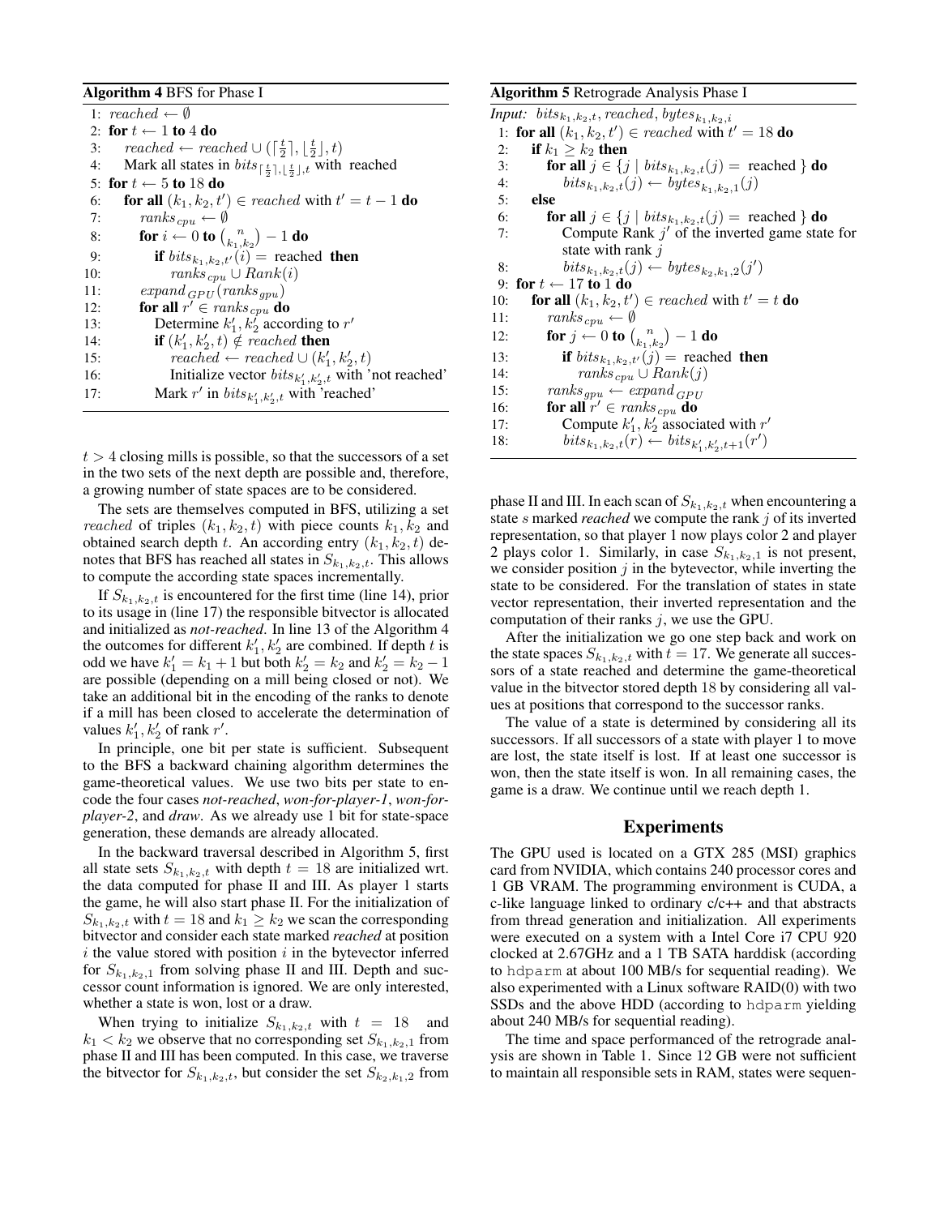**Algorithm 4** BFS for Phase I

```
1: reached ← ∅
2: for t ← 1 to 4 do
3:    reached ← reached ∪ (⌈t/2⌉, ⌊t/2⌋, t)
4:    Mark all states in bits_{⌈t/2⌉,⌊t/2⌋,t} with reached
5: for t ← 5 to 18 do
6:    for all (k1, k2, t') ∈ reached with t' = t − 1 do
7:       ranks_cpu ← ∅
8:       for i ← 0 to (n choose k1,k2) − 1 do
9:          if bits_{k1,k2,t'}(i) = reached then
10:            ranks_cpu ∪ Rank(i)
11:      expand_GPU(ranks_gpu)
12:      for all r' ∈ ranks_cpu do
13:         Determine k'1, k'2 according to r'
14:         if (k'1, k'2, t) ∉ reached then
15:            reached ← reached ∪ (k'1, k'2, t)
16:            Initialize vector bits_{k'1,k'2,t} with 'not reached'
17:         Mark r' in bits_{k'1,k'2,t} with 'reached'
```

$t > 4$ closing mills is possible, so that the successors of a set in the two sets of the next depth are possible and, therefore, a growing number of state spaces are to be considered.

The sets are themselves computed in BFS, utilizing a set *reached* of triples $(k_1, k_2, t)$ with piece counts $k_1, k_2$ and obtained search depth $t$. An according entry $(k_1, k_2, t)$ denotes that BFS has reached all states in $S_{k_1,k_2,t}$. This allows to compute the according state spaces incrementally.

If $S_{k_1,k_2,t}$ is encountered for the first time (line 14), prior to its usage in (line 17) the responsible bitvector is allocated and initialized as *not-reached*. In line 13 of the Algorithm 4 the outcomes for different $k'_1, k'_2$ are combined. If depth $t$ is odd we have $k'_1 = k_1 + 1$ but both $k'_2 = k_2$ and $k'_2 = k_2 - 1$ are possible (depending on a mill being closed or not). We take an additional bit in the encoding of the ranks to denote if a mill has been closed to accelerate the determination of values $k'_1, k'_2$ of rank $r'$.

In principle, one bit per state is sufficient. Subsequent to the BFS a backward chaining algorithm determines the game-theoretical values. We use two bits per state to encode the four cases *not-reached*, *won-for-player-1*, *won-for-player-2*, and *draw*. As we already use 1 bit for state-space generation, these demands are already allocated.

In the backward traversal described in Algorithm 5, first all state sets $S_{k_1,k_2,t}$ with depth $t = 18$ are initialized wrt. the data computed for phase II and III. As player 1 starts the game, he will also start phase II. For the initialization of $S_{k_1,k_2,t}$ with $t = 18$ and $k_1 \geq k_2$ we scan the corresponding bitvector and consider each state marked *reached* at position $i$ the value stored with position $i$ in the bytevector inferred for $S_{k_1,k_2,1}$ from solving phase II and III. Depth and successor count information is ignored. We are only interested, whether a state is won, lost or a draw.

When trying to initialize $S_{k_1,k_2,t}$ with $t = 18$ and $k_1 < k_2$ we observe that no corresponding set $S_{k_1,k_2,1}$ from phase II and III has been computed. In this case, we traverse the bitvector for $S_{k_1,k_2,t}$, but consider the set $S_{k_2,k_1,2}$ from phase II and III. In each scan of $S_{k_1,k_2,t}$ when encountering a state $s$ marked *reached* we compute the rank $j$ of its inverted representation, so that player 1 now plays color 2 and player 2 plays color 1. Similarly, in case $S_{k_1,k_2,1}$ is not present, we consider position $j$ in the bytevector, while inverting the state to be considered. For the translation of states in state vector representation, their inverted representation and the computation of their ranks $j$, we use the GPU.

**Algorithm 5** Retrograde Analysis Phase I

```
Input: bits_{k1,k2,t}, reached, bytes_{k1,k2,i}
1: for all (k1, k2, t') ∈ reached with t' = 18 do
2:    if k1 ≥ k2 then
3:       for all j ∈ {j | bits_{k1,k2,t}(j) = reached } do
4:          bits_{k1,k2,t}(j) ← bytes_{k1,k2,1}(j)
5:    else
6:       for all j ∈ {j | bits_{k1,k2,t}(j) = reached } do
7:          Compute Rank j' of the inverted game state for
            state with rank j
8:          bits_{k1,k2,t}(j) ← bytes_{k2,k1,2}(j')
9: for t ← 17 to 1 do
10:   for all (k1, k2, t') ∈ reached with t' = t do
11:      ranks_cpu ← ∅
12:      for j ← 0 to (n choose k1,k2) − 1 do
13:         if bits_{k1,k2,t'}(j) = reached then
14:            ranks_cpu ∪ Rank(j)
15:      ranks_gpu ← expand_GPU
16:      for all r' ∈ ranks_cpu do
17:         Compute k'1, k'2 associated with r'
18:         bits_{k1,k2,t}(r) ← bits_{k'1,k'2,t+1}(r')
```

After the initialization we go one step back and work on the state spaces $S_{k_1,k_2,t}$ with $t = 17$. We generate all successors of a state reached and determine the game-theoretical value in the bitvector stored depth 18 by considering all values at positions that correspond to the successor ranks.

The value of a state is determined by considering all its successors. If all successors of a state with player 1 to move are lost, the state itself is lost. If at least one successor is won, then the state itself is won. In all remaining cases, the game is a draw. We continue until we reach depth 1.

## Experiments

The GPU used is located on a GTX 285 (MSI) graphics card from NVIDIA, which contains 240 processor cores and 1 GB VRAM. The programming environment is CUDA, a c-like language linked to ordinary c/c++ and that abstracts from thread generation and initialization. All experiments were executed on a system with a Intel Core i7 CPU 920 clocked at 2.67GHz and a 1 TB SATA harddisk (according to `hdparm` at about 100 MB/s for sequential reading). We also experimented with a Linux software RAID(0) with two SSDs and the above HDD (according to `hdparm` yielding about 240 MB/s for sequential reading).

The time and space performanced of the retrograde analysis are shown in Table 1. Since 12 GB were not sufficient to maintain all responsible sets in RAM, states were sequen-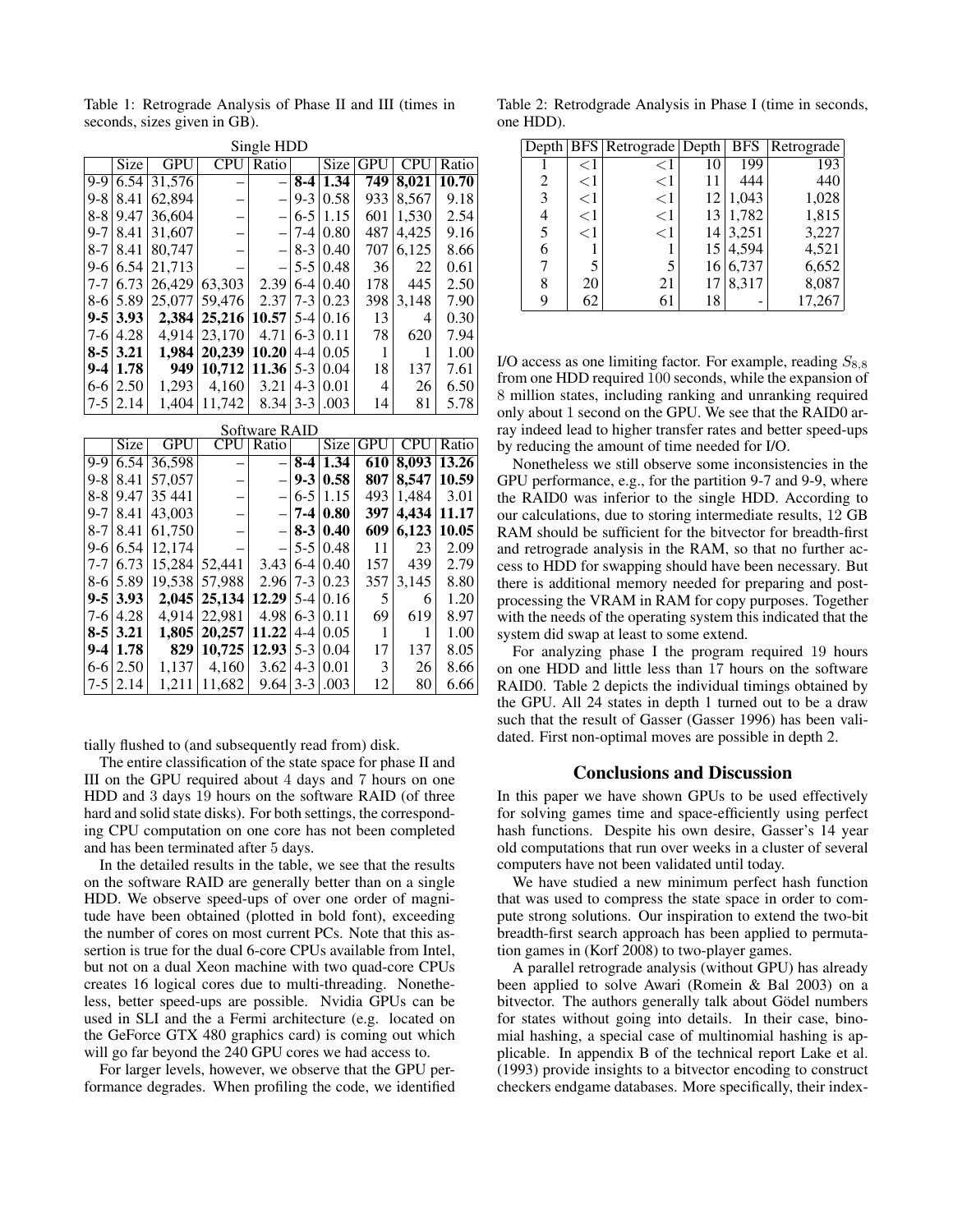Table 1: Retrograde Analysis of Phase II and III (times in seconds, sizes given in GB).

Single HDD

| | Size | GPU | CPU | Ratio | | Size | GPU | CPU | Ratio |
|---|---|---|---|---|---|---|---|---|---|
| 9-9 | 6.54 | 31,576 | – | – | **8-4** | **1.34** | **749** | **8,021** | **10.70** |
| 9-8 | 8.41 | 62,894 | – | – | 9-3 | 0.58 | 933 | 8,567 | 9.18 |
| 8-8 | 9.47 | 36,604 | – | – | 6-5 | 1.15 | 601 | 1,530 | 2.54 |
| 9-7 | 8.41 | 31,607 | – | – | 7-4 | 0.80 | 487 | 4,425 | 9.16 |
| 8-7 | 8.41 | 80,747 | – | – | 8-3 | 0.40 | 707 | 6,125 | 8.66 |
| 9-6 | 6.54 | 21,713 | – | – | 5-5 | 0.48 | 36 | 22 | 0.61 |
| 7-7 | 6.73 | 26,429 | 63,303 | 2.39 | 6-4 | 0.40 | 178 | 445 | 2.50 |
| 8-6 | 5.89 | 25,077 | 59,476 | 2.37 | 7-3 | 0.23 | 398 | 3,148 | 7.90 |
| **9-5** | **3.93** | **2,384** | **25,216** | **10.57** | 5-4 | 0.16 | 13 | 4 | 0.30 |
| 7-6 | 4.28 | 4,914 | 23,170 | 4.71 | 6-3 | 0.11 | 78 | 620 | 7.94 |
| **8-5** | **3.21** | **1,984** | **20,239** | **10.20** | 4-4 | 0.05 | 1 | 1 | 1.00 |
| **9-4** | **1.78** | **949** | **10,712** | **11.36** | 5-3 | 0.04 | 18 | 137 | 7.61 |
| 6-6 | 2.50 | 1,293 | 4,160 | 3.21 | 4-3 | 0.01 | 4 | 26 | 6.50 |
| 7-5 | 2.14 | 1,404 | 11,742 | 8.34 | 3-3 | .003 | 14 | 81 | 5.78 |

Software RAID

| | Size | GPU | CPU | Ratio | | Size | GPU | CPU | Ratio |
|---|---|---|---|---|---|---|---|---|---|
| 9-9 | 6.54 | 36,598 | – | – | **8-4** | **1.34** | **610** | **8,093** | **13.26** |
| 9-8 | 8.41 | 57,057 | – | – | **9-3** | **0.58** | **807** | **8,547** | **10.59** |
| 8-8 | 9.47 | 35 441 | – | – | 6-5 | 1.15 | 493 | 1,484 | 3.01 |
| 9-7 | 8.41 | 43,003 | – | – | **7-4** | **0.80** | **397** | **4,434** | **11.17** |
| 8-7 | 8.41 | 61,750 | – | – | **8-3** | **0.40** | **609** | **6,123** | **10.05** |
| 9-6 | 6.54 | 12,174 | – | – | 5-5 | 0.48 | 11 | 23 | 2.09 |
| 7-7 | 6.73 | 15,284 | 52,441 | 3.43 | 6-4 | 0.40 | 157 | 439 | 2.79 |
| 8-6 | 5.89 | 19,538 | 57,988 | 2.96 | 7-3 | 0.23 | 357 | 3,145 | 8.80 |
| **9-5** | **3.93** | **2,045** | **25,134** | **12.29** | 5-4 | 0.16 | 5 | 6 | 1.20 |
| 7-6 | 4.28 | 4,914 | 22,981 | 4.98 | 6-3 | 0.11 | 69 | 619 | 8.97 |
| **8-5** | **3.21** | **1,805** | **20,257** | **11.22** | 4-4 | 0.05 | 1 | 1 | 1.00 |
| **9-4** | **1.78** | **829** | **10,725** | **12.93** | 5-3 | 0.04 | 17 | 137 | 8.05 |
| 6-6 | 2.50 | 1,137 | 4,160 | 3.62 | 4-3 | 0.01 | 3 | 26 | 8.66 |
| 7-5 | 2.14 | 1,211 | 11,682 | 9.64 | 3-3 | .003 | 12 | 80 | 6.66 |

tially flushed to (and subsequently read from) disk.

The entire classification of the state space for phase II and III on the GPU required about 4 days and 7 hours on one HDD and 3 days 19 hours on the software RAID (of three hard and solid state disks). For both settings, the corresponding CPU computation on one core has not been completed and has been terminated after 5 days.

In the detailed results in the table, we see that the results on the software RAID are generally better than on a single HDD. We observe speed-ups of over one order of magnitude have been obtained (plotted in bold font), exceeding the number of cores on most current PCs. Note that this assertion is true for the dual 6-core CPUs available from Intel, but not on a dual Xeon machine with two quad-core CPUs creates 16 logical cores due to multi-threading. Nonetheless, better speed-ups are possible. Nvidia GPUs can be used in SLI and the a Fermi architecture (e.g. located on the GeForce GTX 480 graphics card) is coming out which will go far beyond the 240 GPU cores we had access to.

For larger levels, however, we observe that the GPU performance degrades. When profiling the code, we identified I/O access as one limiting factor. For example, reading $S_{8,8}$ from one HDD required 100 seconds, while the expansion of 8 million states, including ranking and unranking required only about 1 second on the GPU. We see that the RAID0 array indeed lead to higher transfer rates and better speed-ups by reducing the amount of time needed for I/O.

Table 2: Retrodgrade Analysis in Phase I (time in seconds, one HDD).

| Depth | BFS | Retrograde | Depth | BFS | Retrograde |
|---|---|---|---|---|---|
| 1 | <1 | <1 | 10 | 199 | 193 |
| 2 | <1 | <1 | 11 | 444 | 440 |
| 3 | <1 | <1 | 12 | 1,043 | 1,028 |
| 4 | <1 | <1 | 13 | 1,782 | 1,815 |
| 5 | <1 | <1 | 14 | 3,251 | 3,227 |
| 6 | 1 | 1 | 15 | 4,594 | 4,521 |
| 7 | 5 | 5 | 16 | 6,737 | 6,652 |
| 8 | 20 | 21 | 17 | 8,317 | 8,087 |
| 9 | 62 | 61 | 18 | - | 17,267 |

Nonetheless we still observe some inconsistencies in the GPU performance, e.g., for the partition 9-7 and 9-9, where the RAID0 was inferior to the single HDD. According to our calculations, due to storing intermediate results, 12 GB RAM should be sufficient for the bitvector for breadth-first and retrograde analysis in the RAM, so that no further access to HDD for swapping should have been necessary. But there is additional memory needed for preparing and postprocessing the VRAM in RAM for copy purposes. Together with the needs of the operating system this indicated that the system did swap at least to some extend.

For analyzing phase I the program required 19 hours on one HDD and little less than 17 hours on the software RAID0. Table 2 depicts the individual timings obtained by the GPU. All 24 states in depth 1 turned out to be a draw such that the result of Gasser (Gasser 1996) has been validated. First non-optimal moves are possible in depth 2.

## Conclusions and Discussion

In this paper we have shown GPUs to be used effectively for solving games time and space-efficiently using perfect hash functions. Despite his own desire, Gasser's 14 year old computations that run over weeks in a cluster of several computers have not been validated until today.

We have studied a new minimum perfect hash function that was used to compress the state space in order to compute strong solutions. Our inspiration to extend the two-bit breadth-first search approach has been applied to permutation games in (Korf 2008) to two-player games.

A parallel retrograde analysis (without GPU) has already been applied to solve Awari (Romein & Bal 2003) on a bitvector. The authors generally talk about Gödel numbers for states without going into details. In their case, binomial hashing, a special case of multinomial hashing is applicable. In appendix B of the technical report Lake et al. (1993) provide insights to a bitvector encoding to construct checkers endgame databases. More specifically, their index-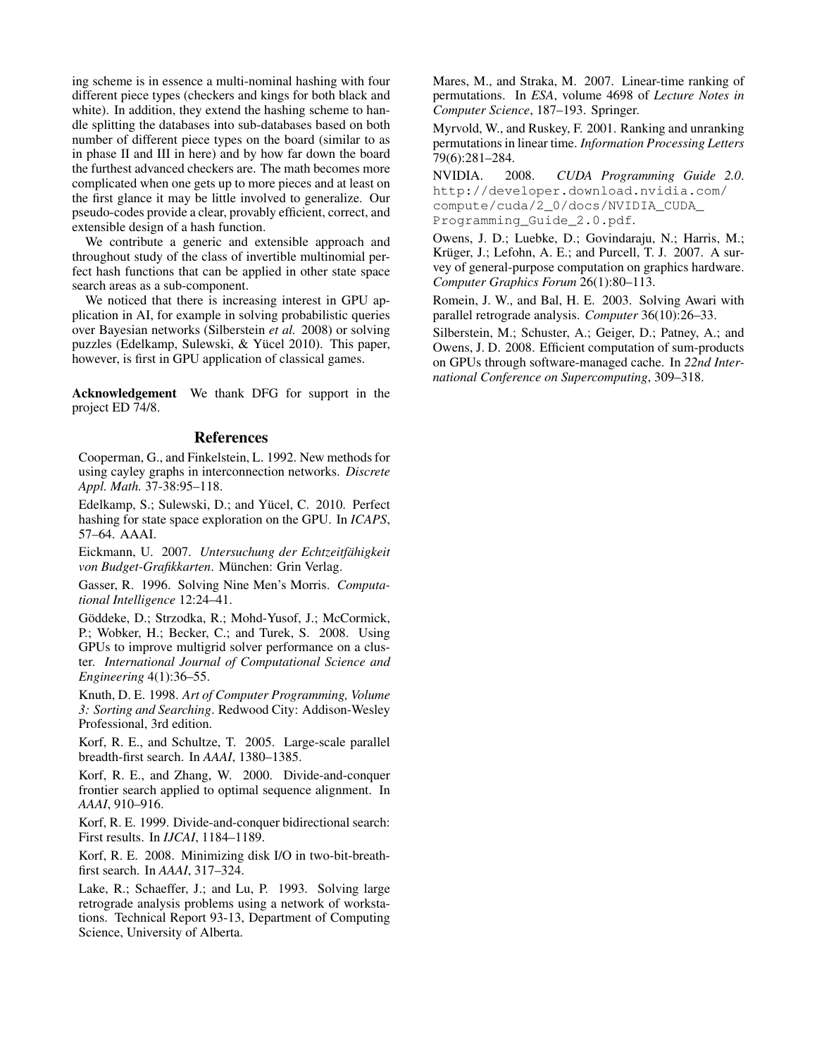ing scheme is in essence a multi-nominal hashing with four different piece types (checkers and kings for both black and white). In addition, they extend the hashing scheme to handle splitting the databases into sub-databases based on both number of different piece types on the board (similar to as in phase II and III in here) and by how far down the board the furthest advanced checkers are. The math becomes more complicated when one gets up to more pieces and at least on the first glance it may be little involved to generalize. Our pseudo-codes provide a clear, provably efficient, correct, and extensible design of a hash function.

We contribute a generic and extensible approach and throughout study of the class of invertible multinomial perfect hash functions that can be applied in other state space search areas as a sub-component.

We noticed that there is increasing interest in GPU application in AI, for example in solving probabilistic queries over Bayesian networks (Silberstein *et al.* 2008) or solving puzzles (Edelkamp, Sulewski, & Yücel 2010). This paper, however, is first in GPU application of classical games.

**Acknowledgement** We thank DFG for support in the project ED 74/8.

## References

Cooperman, G., and Finkelstein, L. 1992. New methods for using cayley graphs in interconnection networks. *Discrete Appl. Math.* 37-38:95–118.

Edelkamp, S.; Sulewski, D.; and Yücel, C. 2010. Perfect hashing for state space exploration on the GPU. In *ICAPS*, 57–64. AAAI.

Eickmann, U. 2007. *Untersuchung der Echtzeitfähigkeit von Budget-Grafikkarten*. München: Grin Verlag.

Gasser, R. 1996. Solving Nine Men's Morris. *Computational Intelligence* 12:24–41.

Göddeke, D.; Strzodka, R.; Mohd-Yusof, J.; McCormick, P.; Wobker, H.; Becker, C.; and Turek, S. 2008. Using GPUs to improve multigrid solver performance on a cluster. *International Journal of Computational Science and Engineering* 4(1):36–55.

Knuth, D. E. 1998. *Art of Computer Programming, Volume 3: Sorting and Searching*. Redwood City: Addison-Wesley Professional, 3rd edition.

Korf, R. E., and Schultze, T. 2005. Large-scale parallel breadth-first search. In *AAAI*, 1380–1385.

Korf, R. E., and Zhang, W. 2000. Divide-and-conquer frontier search applied to optimal sequence alignment. In *AAAI*, 910–916.

Korf, R. E. 1999. Divide-and-conquer bidirectional search: First results. In *IJCAI*, 1184–1189.

Korf, R. E. 2008. Minimizing disk I/O in two-bit-breath-first search. In *AAAI*, 317–324.

Lake, R.; Schaeffer, J.; and Lu, P. 1993. Solving large retrograde analysis problems using a network of workstations. Technical Report 93-13, Department of Computing Science, University of Alberta.

Mares, M., and Straka, M. 2007. Linear-time ranking of permutations. In *ESA*, volume 4698 of *Lecture Notes in Computer Science*, 187–193. Springer.

Myrvold, W., and Ruskey, F. 2001. Ranking and unranking permutations in linear time. *Information Processing Letters* 79(6):281–284.

NVIDIA. 2008. *CUDA Programming Guide 2.0*. http://developer.download.nvidia.com/compute/cuda/2_0/docs/NVIDIA_CUDA_Programming_Guide_2.0.pdf.

Owens, J. D.; Luebke, D.; Govindaraju, N.; Harris, M.; Krüger, J.; Lefohn, A. E.; and Purcell, T. J. 2007. A survey of general-purpose computation on graphics hardware. *Computer Graphics Forum* 26(1):80–113.

Romein, J. W., and Bal, H. E. 2003. Solving Awari with parallel retrograde analysis. *Computer* 36(10):26–33.

Silberstein, M.; Schuster, A.; Geiger, D.; Patney, A.; and Owens, J. D. 2008. Efficient computation of sum-products on GPUs through software-managed cache. In *22nd International Conference on Supercomputing*, 309–318.